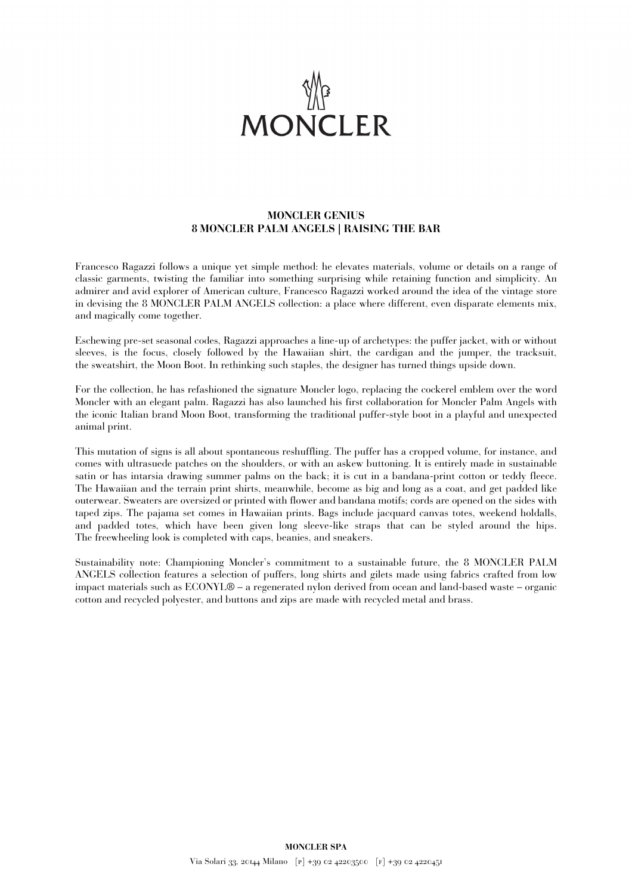MONCLER

# MONCLER GENIUS
## 8 MONCLER PALM ANGELS | RAISING THE BAR

Francesco Ragazzi follows a unique yet simple method: he elevates materials, volume or details on a range of classic garments, twisting the familiar into something surprising while retaining function and simplicity. An admirer and avid explorer of American culture, Francesco Ragazzi worked around the idea of the vintage store in devising the 8 MONCLER PALM ANGELS collection: a place where different, even disparate elements mix, and magically come together.

Eschewing pre-set seasonal codes, Ragazzi approaches a line-up of archetypes: the puffer jacket, with or without sleeves, is the focus, closely followed by the Hawaiian shirt, the cardigan and the jumper, the tracksuit, the sweatshirt, the Moon Boot. In rethinking such staples, the designer has turned things upside down.

For the collection, he has refashioned the signature Moncler logo, replacing the cockerel emblem over the word Moncler with an elegant palm. Ragazzi has also launched his first collaboration for Moncler Palm Angels with the iconic Italian brand Moon Boot, transforming the traditional puffer-style boot in a playful and unexpected animal print.

This mutation of signs is all about spontaneous reshuffling. The puffer has a cropped volume, for instance, and comes with ultrasuede patches on the shoulders, or with an askew buttoning. It is entirely made in sustainable satin or has intarsia drawing summer palms on the back; it is cut in a bandana-print cotton or teddy fleece. The Hawaiian and the terrain print shirts, meanwhile, become as big and long as a coat, and get padded like outerwear. Sweaters are oversized or printed with flower and bandana motifs; cords are opened on the sides with taped zips. The pajama set comes in Hawaiian prints. Bags include jacquard canvas totes, weekend holdalls, and padded totes, which have been given long sleeve-like straps that can be styled around the hips. The freewheeling look is completed with caps, beanies, and sneakers.

Sustainability note: Championing Moncler's commitment to a sustainable future, the 8 MONCLER PALM ANGELS collection features a selection of puffers, long shirts and gilets made using fabrics crafted from low impact materials such as ECONYL® – a regenerated nylon derived from ocean and land-based waste – organic cotton and recycled polyester, and buttons and zips are made with recycled metal and brass.

**MONCLER SPA**

Via Solari 33, 20144 Milano [P] +39 02 42203500 [F] +39 02 4220451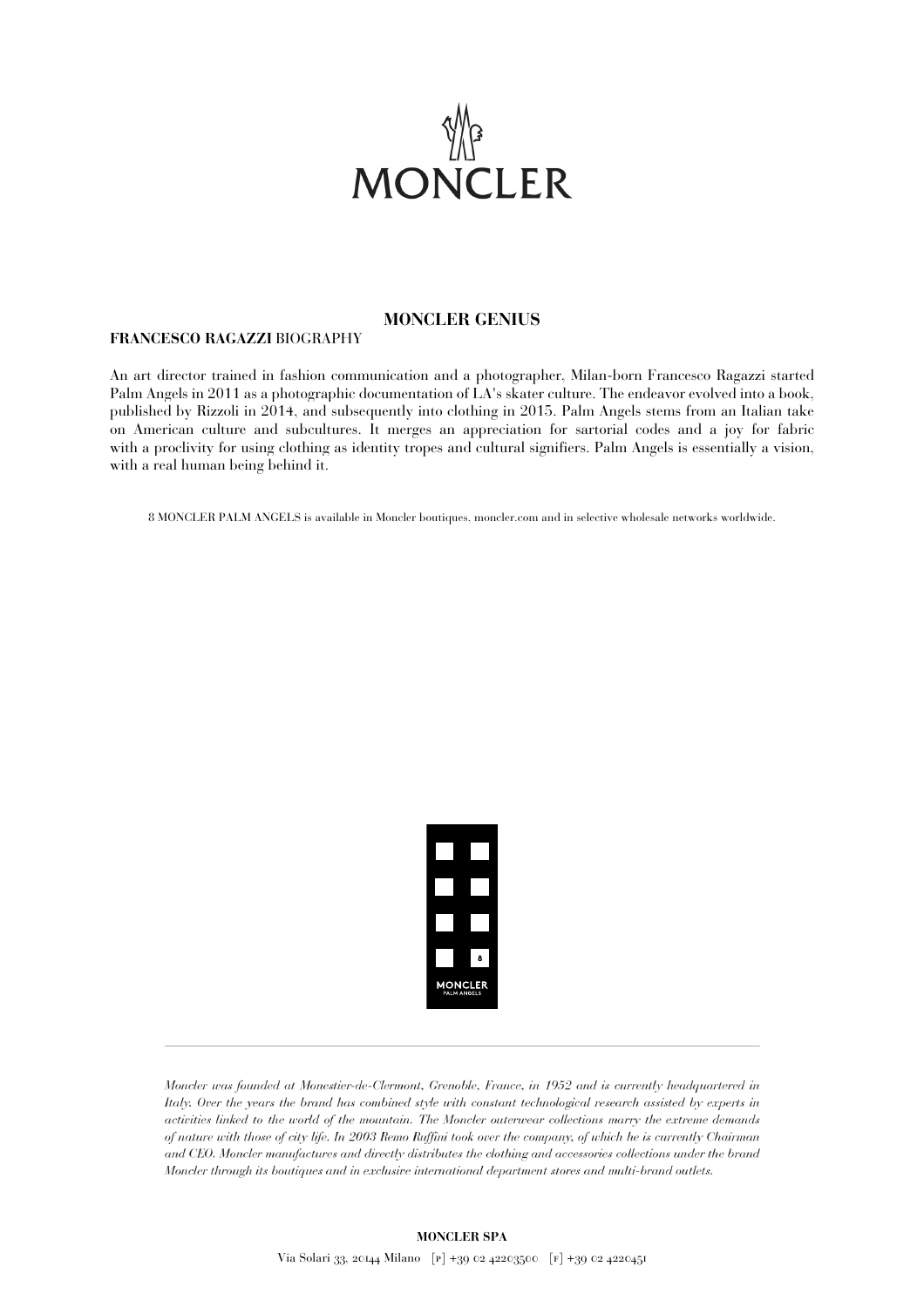# MONCLER

## MONCLER GENIUS

**FRANCESCO RAGAZZI** BIOGRAPHY

An art director trained in fashion communication and a photographer, Milan-born Francesco Ragazzi started Palm Angels in 2011 as a photographic documentation of LA's skater culture. The endeavor evolved into a book, published by Rizzoli in 2014, and subsequently into clothing in 2015. Palm Angels stems from an Italian take on American culture and subcultures. It merges an appreciation for sartorial codes and a joy for fabric with a proclivity for using clothing as identity tropes and cultural signifiers. Palm Angels is essentially a vision, with a real human being behind it.

8 MONCLER PALM ANGELS is available in Moncler boutiques, moncler.com and in selective wholesale networks worldwide.

8

MONCLER
PALM ANGELS

---

*Moncler was founded at Monestier-de-Clermont, Grenoble, France, in 1952 and is currently headquartered in Italy. Over the years the brand has combined style with constant technological research assisted by experts in activities linked to the world of the mountain. The Moncler outerwear collections marry the extreme demands of nature with those of city life. In 2003 Remo Ruffini took over the company, of which he is currently Chairman and CEO. Moncler manufactures and directly distributes the clothing and accessories collections under the brand Moncler through its boutiques and in exclusive international department stores and multi-brand outlets.*

**MONCLER SPA**

Via Solari 33, 20144 Milano [P] +39 02 42203500 [F] +39 02 4220451